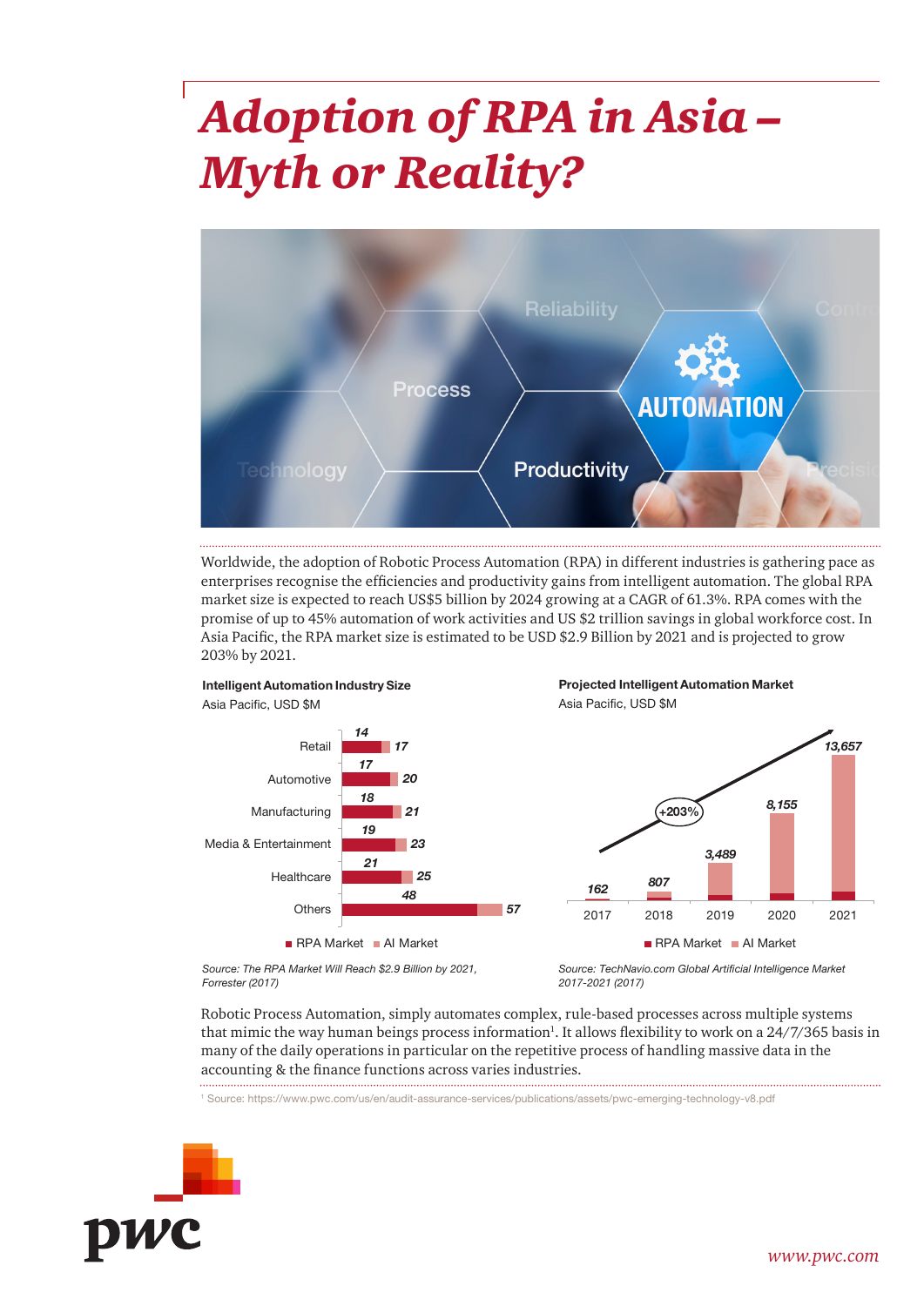# *Adoption of RPA in Asia – Myth or Reality?*

Worldwide, the adoption of Robotic Process Automation (RPA) in different industries is gathering pace as enterprises recognise the efficiencies and productivity gains from intelligent automation. The global RPA market size is expected to reach US$5 billion by 2024 growing at a CAGR of 61.3%. RPA comes with the promise of up to 45% automation of work activities and US $2 trillion savings in global workforce cost. In Asia Pacific, the RPA market size is estimated to be USD $2.9 Billion by 2021 and is projected to grow 203% by 2021.

**Intelligent Automation Industry Size**
Asia Pacific, USD $M

| Industry | RPA Market | AI Market |
|---|---|---|
| Retail | 14 | 17 |
| Automotive | 17 | 20 |
| Manufacturing | 18 | 21 |
| Media & Entertainment | 19 | 23 |
| Healthcare | 21 | 25 |
| Others | 48 | 57 |

*Source: The RPA Market Will Reach $2.9 Billion by 2021, Forrester (2017)*

**Projected Intelligent Automation Market**
Asia Pacific, USD $M

| Year | Value |
|---|---|
| 2017 | 162 |
| 2018 | 807 |
| 2019 | 3,489 |
| 2020 | 8,155 |
| 2021 | 13,657 |

+203%

■ RPA Market ■ AI Market

*Source: TechNavio.com Global Artificial Intelligence Market 2017-2021 (2017)*

Robotic Process Automation, simply automates complex, rule-based processes across multiple systems that mimic the way human beings process information[1]. It allows flexibility to work on a 24/7/365 basis in many of the daily operations in particular on the repetitive process of handling massive data in the accounting & the finance functions across varies industries.

[1] Source: https://www.pwc.com/us/en/audit-assurance-services/publications/assets/pwc-emerging-technology-v8.pdf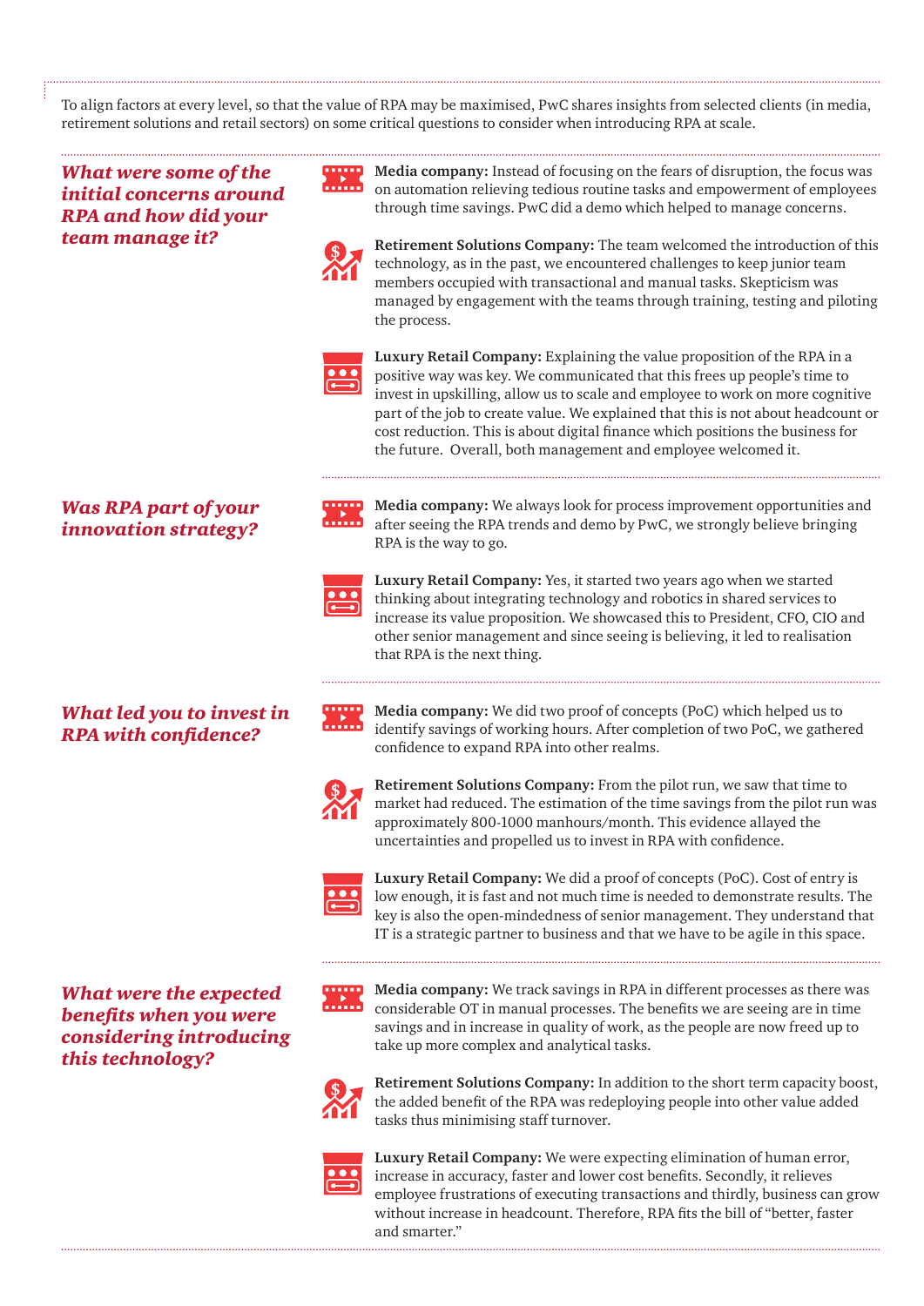To align factors at every level, so that the value of RPA may be maximised, PwC shares insights from selected clients (in media, retirement solutions and retail sectors) on some critical questions to consider when introducing RPA at scale.

### *What were some of the initial concerns around RPA and how did your team manage it?*

**Media company:** Instead of focusing on the fears of disruption, the focus was on automation relieving tedious routine tasks and empowerment of employees through time savings. PwC did a demo which helped to manage concerns.

**Retirement Solutions Company:** The team welcomed the introduction of this technology, as in the past, we encountered challenges to keep junior team members occupied with transactional and manual tasks. Skepticism was managed by engagement with the teams through training, testing and piloting the process.

**Luxury Retail Company:** Explaining the value proposition of the RPA in a positive way was key. We communicated that this frees up people's time to invest in upskilling, allow us to scale and employee to work on more cognitive part of the job to create value. We explained that this is not about headcount or cost reduction. This is about digital finance which positions the business for the future. Overall, both management and employee welcomed it.

### *Was RPA part of your innovation strategy?*

**Media company:** We always look for process improvement opportunities and after seeing the RPA trends and demo by PwC, we strongly believe bringing RPA is the way to go.

**Luxury Retail Company:** Yes, it started two years ago when we started thinking about integrating technology and robotics in shared services to increase its value proposition. We showcased this to President, CFO, CIO and other senior management and since seeing is believing, it led to realisation that RPA is the next thing.

### *What led you to invest in RPA with confidence?*

**Media company:** We did two proof of concepts (PoC) which helped us to identify savings of working hours. After completion of two PoC, we gathered confidence to expand RPA into other realms.

**Retirement Solutions Company:** From the pilot run, we saw that time to market had reduced. The estimation of the time savings from the pilot run was approximately 800-1000 manhours/month. This evidence allayed the uncertainties and propelled us to invest in RPA with confidence.

**Luxury Retail Company:** We did a proof of concepts (PoC). Cost of entry is low enough, it is fast and not much time is needed to demonstrate results. The key is also the open-mindedness of senior management. They understand that IT is a strategic partner to business and that we have to be agile in this space.

### *What were the expected benefits when you were considering introducing this technology?*

**Media company:** We track savings in RPA in different processes as there was considerable OT in manual processes. The benefits we are seeing are in time savings and in increase in quality of work, as the people are now freed up to take up more complex and analytical tasks.

**Retirement Solutions Company:** In addition to the short term capacity boost, the added benefit of the RPA was redeploying people into other value added tasks thus minimising staff turnover.

**Luxury Retail Company:** We were expecting elimination of human error, increase in accuracy, faster and lower cost benefits. Secondly, it relieves employee frustrations of executing transactions and thirdly, business can grow without increase in headcount. Therefore, RPA fits the bill of "better, faster and smarter."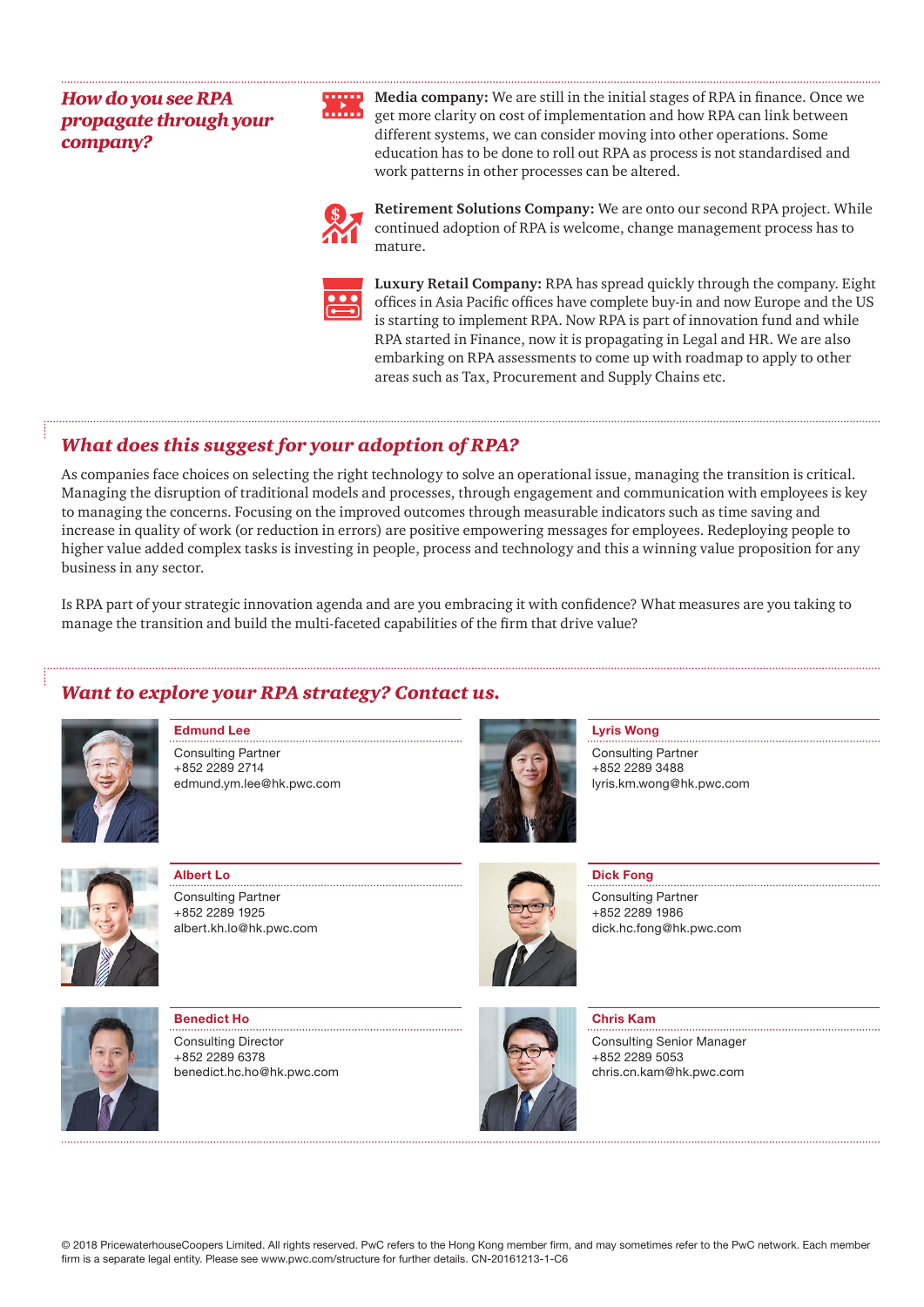## *How do you see RPA propagate through your company?*

**Media company:** We are still in the initial stages of RPA in finance. Once we get more clarity on cost of implementation and how RPA can link between different systems, we can consider moving into other operations. Some education has to be done to roll out RPA as process is not standardised and work patterns in other processes can be altered.

**Retirement Solutions Company:** We are onto our second RPA project. While continued adoption of RPA is welcome, change management process has to mature.

**Luxury Retail Company:** RPA has spread quickly through the company. Eight offices in Asia Pacific offices have complete buy-in and now Europe and the US is starting to implement RPA. Now RPA is part of innovation fund and while RPA started in Finance, now it is propagating in Legal and HR. We are also embarking on RPA assessments to come up with roadmap to apply to other areas such as Tax, Procurement and Supply Chains etc.

## *What does this suggest for your adoption of RPA?*

As companies face choices on selecting the right technology to solve an operational issue, managing the transition is critical. Managing the disruption of traditional models and processes, through engagement and communication with employees is key to managing the concerns. Focusing on the improved outcomes through measurable indicators such as time saving and increase in quality of work (or reduction in errors) are positive empowering messages for employees. Redeploying people to higher value added complex tasks is investing in people, process and technology and this a winning value proposition for any business in any sector.

Is RPA part of your strategic innovation agenda and are you embracing it with confidence? What measures are you taking to manage the transition and build the multi-faceted capabilities of the firm that drive value?

## *Want to explore your RPA strategy? Contact us.*

**Edmund Lee**
Consulting Partner
+852 2289 2714
edmund.ym.lee@hk.pwc.com

**Lyris Wong**
Consulting Partner
+852 2289 3488
lyris.km.wong@hk.pwc.com

**Albert Lo**
Consulting Partner
+852 2289 1925
albert.kh.lo@hk.pwc.com

**Dick Fong**
Consulting Partner
+852 2289 1986
dick.hc.fong@hk.pwc.com

**Benedict Ho**
Consulting Director
+852 2289 6378
benedict.hc.ho@hk.pwc.com

**Chris Kam**
Consulting Senior Manager
+852 2289 5053
chris.cn.kam@hk.pwc.com

© 2018 PricewaterhouseCoopers Limited. All rights reserved. PwC refers to the Hong Kong member firm, and may sometimes refer to the PwC network. Each member firm is a separate legal entity. Please see www.pwc.com/structure for further details. CN-20161213-1-C6